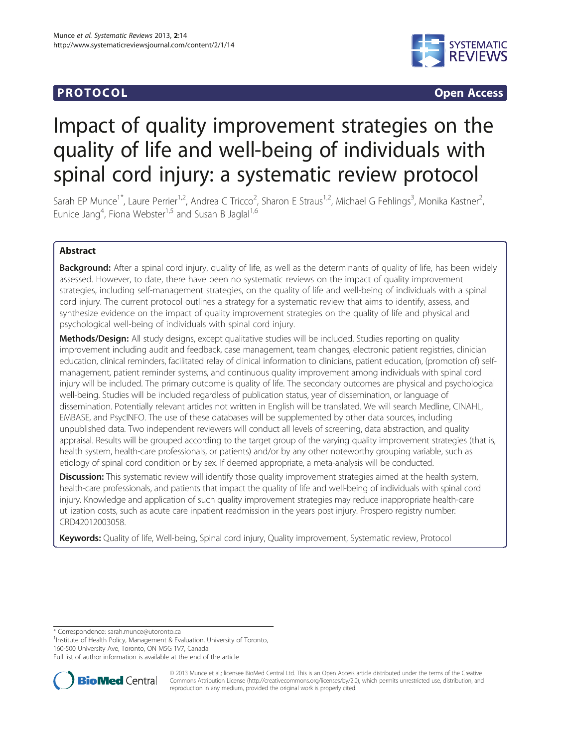**PROTOCOL** **Open Access**

# Impact of quality improvement strategies on the quality of life and well-being of individuals with spinal cord injury: a systematic review protocol

Sarah EP Munce[1*], Laure Perrier[1,2], Andrea C Tricco[2], Sharon E Straus[1,2], Michael G Fehlings[3], Monika Kastner[2], Eunice Jang[4], Fiona Webster[1,5] and Susan B Jaglal[1,6]

## Abstract

**Background:** After a spinal cord injury, quality of life, as well as the determinants of quality of life, has been widely assessed. However, to date, there have been no systematic reviews on the impact of quality improvement strategies, including self-management strategies, on the quality of life and well-being of individuals with a spinal cord injury. The current protocol outlines a strategy for a systematic review that aims to identify, assess, and synthesize evidence on the impact of quality improvement strategies on the quality of life and physical and psychological well-being of individuals with spinal cord injury.

**Methods/Design:** All study designs, except qualitative studies will be included. Studies reporting on quality improvement including audit and feedback, case management, team changes, electronic patient registries, clinician education, clinical reminders, facilitated relay of clinical information to clinicians, patient education, (promotion of) self-management, patient reminder systems, and continuous quality improvement among individuals with spinal cord injury will be included. The primary outcome is quality of life. The secondary outcomes are physical and psychological well-being. Studies will be included regardless of publication status, year of dissemination, or language of dissemination. Potentially relevant articles not written in English will be translated. We will search Medline, CINAHL, EMBASE, and PsycINFO. The use of these databases will be supplemented by other data sources, including unpublished data. Two independent reviewers will conduct all levels of screening, data abstraction, and quality appraisal. Results will be grouped according to the target group of the varying quality improvement strategies (that is, health system, health-care professionals, or patients) and/or by any other noteworthy grouping variable, such as etiology of spinal cord condition or by sex. If deemed appropriate, a meta-analysis will be conducted.

**Discussion:** This systematic review will identify those quality improvement strategies aimed at the health system, health-care professionals, and patients that impact the quality of life and well-being of individuals with spinal cord injury. Knowledge and application of such quality improvement strategies may reduce inappropriate health-care utilization costs, such as acute care inpatient readmission in the years post injury. Prospero registry number: CRD42012003058.

**Keywords:** Quality of life, Well-being, Spinal cord injury, Quality improvement, Systematic review, Protocol

\* Correspondence: sarah.munce@utoronto.ca
[1]Institute of Health Policy, Management & Evaluation, University of Toronto, 160-500 University Ave, Toronto, ON M5G 1V7, Canada
Full list of author information is available at the end of the article

© 2013 Munce et al.; licensee BioMed Central Ltd. This is an Open Access article distributed under the terms of the Creative Commons Attribution License (http://creativecommons.org/licenses/by/2.0), which permits unrestricted use, distribution, and reproduction in any medium, provided the original work is properly cited.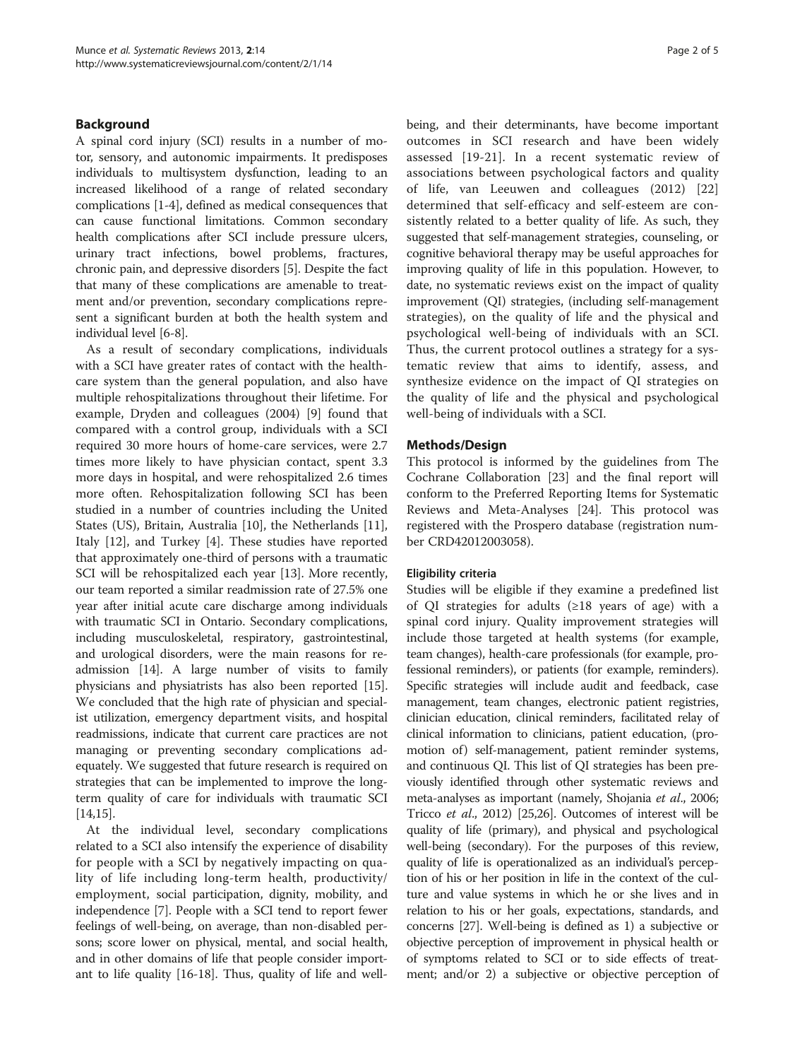## Background

A spinal cord injury (SCI) results in a number of motor, sensory, and autonomic impairments. It predisposes individuals to multisystem dysfunction, leading to an increased likelihood of a range of related secondary complications [1-4], defined as medical consequences that can cause functional limitations. Common secondary health complications after SCI include pressure ulcers, urinary tract infections, bowel problems, fractures, chronic pain, and depressive disorders [5]. Despite the fact that many of these complications are amenable to treatment and/or prevention, secondary complications represent a significant burden at both the health system and individual level [6-8].

As a result of secondary complications, individuals with a SCI have greater rates of contact with the healthcare system than the general population, and also have multiple rehospitalizations throughout their lifetime. For example, Dryden and colleagues (2004) [9] found that compared with a control group, individuals with a SCI required 30 more hours of home-care services, were 2.7 times more likely to have physician contact, spent 3.3 more days in hospital, and were rehospitalized 2.6 times more often. Rehospitalization following SCI has been studied in a number of countries including the United States (US), Britain, Australia [10], the Netherlands [11], Italy [12], and Turkey [4]. These studies have reported that approximately one-third of persons with a traumatic SCI will be rehospitalized each year [13]. More recently, our team reported a similar readmission rate of 27.5% one year after initial acute care discharge among individuals with traumatic SCI in Ontario. Secondary complications, including musculoskeletal, respiratory, gastrointestinal, and urological disorders, were the main reasons for readmission [14]. A large number of visits to family physicians and physiatrists has also been reported [15]. We concluded that the high rate of physician and specialist utilization, emergency department visits, and hospital readmissions, indicate that current care practices are not managing or preventing secondary complications adequately. We suggested that future research is required on strategies that can be implemented to improve the long-term quality of care for individuals with traumatic SCI [14,15].

At the individual level, secondary complications related to a SCI also intensify the experience of disability for people with a SCI by negatively impacting on quality of life including long-term health, productivity/employment, social participation, dignity, mobility, and independence [7]. People with a SCI tend to report fewer feelings of well-being, on average, than non-disabled persons; score lower on physical, mental, and social health, and in other domains of life that people consider important to life quality [16-18]. Thus, quality of life and well-being, and their determinants, have become important outcomes in SCI research and have been widely assessed [19-21]. In a recent systematic review of associations between psychological factors and quality of life, van Leeuwen and colleagues (2012) [22] determined that self-efficacy and self-esteem are consistently related to a better quality of life. As such, they suggested that self-management strategies, counseling, or cognitive behavioral therapy may be useful approaches for improving quality of life in this population. However, to date, no systematic reviews exist on the impact of quality improvement (QI) strategies, (including self-management strategies), on the quality of life and the physical and psychological well-being of individuals with an SCI. Thus, the current protocol outlines a strategy for a systematic review that aims to identify, assess, and synthesize evidence on the impact of QI strategies on the quality of life and the physical and psychological well-being of individuals with a SCI.

## Methods/Design

This protocol is informed by the guidelines from The Cochrane Collaboration [23] and the final report will conform to the Preferred Reporting Items for Systematic Reviews and Meta-Analyses [24]. This protocol was registered with the Prospero database (registration number CRD42012003058).

### Eligibility criteria

Studies will be eligible if they examine a predefined list of QI strategies for adults (≥18 years of age) with a spinal cord injury. Quality improvement strategies will include those targeted at health systems (for example, team changes), health-care professionals (for example, professional reminders), or patients (for example, reminders). Specific strategies will include audit and feedback, case management, team changes, electronic patient registries, clinician education, clinical reminders, facilitated relay of clinical information to clinicians, patient education, (promotion of) self-management, patient reminder systems, and continuous QI. This list of QI strategies has been previously identified through other systematic reviews and meta-analyses as important (namely, Shojania *et al*., 2006; Tricco *et al*., 2012) [25,26]. Outcomes of interest will be quality of life (primary), and physical and psychological well-being (secondary). For the purposes of this review, quality of life is operationalized as an individual's perception of his or her position in life in the context of the culture and value systems in which he or she lives and in relation to his or her goals, expectations, standards, and concerns [27]. Well-being is defined as 1) a subjective or objective perception of improvement in physical health or of symptoms related to SCI or to side effects of treatment; and/or 2) a subjective or objective perception of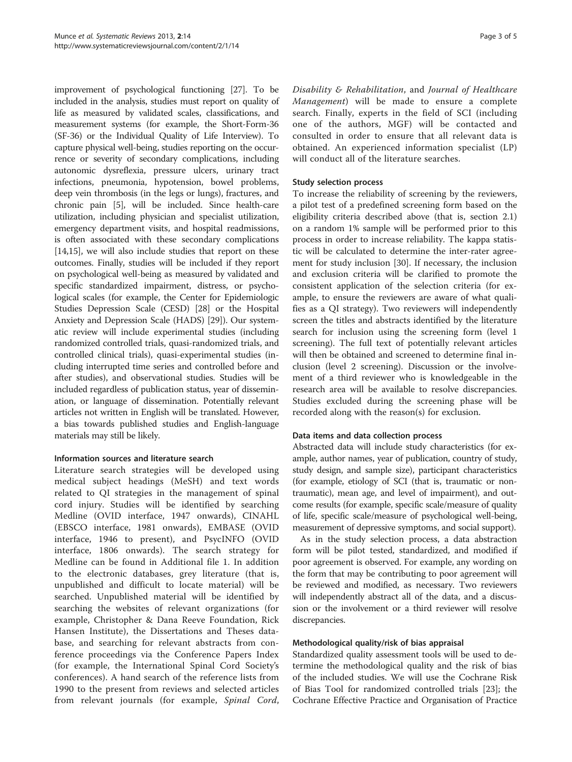improvement of psychological functioning [27]. To be included in the analysis, studies must report on quality of life as measured by validated scales, classifications, and measurement systems (for example, the Short-Form-36 (SF-36) or the Individual Quality of Life Interview). To capture physical well-being, studies reporting on the occurrence or severity of secondary complications, including autonomic dysreflexia, pressure ulcers, urinary tract infections, pneumonia, hypotension, bowel problems, deep vein thrombosis (in the legs or lungs), fractures, and chronic pain [5], will be included. Since health-care utilization, including physician and specialist utilization, emergency department visits, and hospital readmissions, is often associated with these secondary complications [14,15], we will also include studies that report on these outcomes. Finally, studies will be included if they report on psychological well-being as measured by validated and specific standardized impairment, distress, or psychological scales (for example, the Center for Epidemiologic Studies Depression Scale (CESD) [28] or the Hospital Anxiety and Depression Scale (HADS) [29]). Our systematic review will include experimental studies (including randomized controlled trials, quasi-randomized trials, and controlled clinical trials), quasi-experimental studies (including interrupted time series and controlled before and after studies), and observational studies. Studies will be included regardless of publication status, year of dissemination, or language of dissemination. Potentially relevant articles not written in English will be translated. However, a bias towards published studies and English-language materials may still be likely.

### Information sources and literature search

Literature search strategies will be developed using medical subject headings (MeSH) and text words related to QI strategies in the management of spinal cord injury. Studies will be identified by searching Medline (OVID interface, 1947 onwards), CINAHL (EBSCO interface, 1981 onwards), EMBASE (OVID interface, 1946 to present), and PsycINFO (OVID interface, 1806 onwards). The search strategy for Medline can be found in Additional file 1. In addition to the electronic databases, grey literature (that is, unpublished and difficult to locate material) will be searched. Unpublished material will be identified by searching the websites of relevant organizations (for example, Christopher & Dana Reeve Foundation, Rick Hansen Institute), the Dissertations and Theses database, and searching for relevant abstracts from conference proceedings via the Conference Papers Index (for example, the International Spinal Cord Society's conferences). A hand search of the reference lists from 1990 to the present from reviews and selected articles from relevant journals (for example, *Spinal Cord*, *Disability & Rehabilitation*, and *Journal of Healthcare Management*) will be made to ensure a complete search. Finally, experts in the field of SCI (including one of the authors, MGF) will be contacted and consulted in order to ensure that all relevant data is obtained. An experienced information specialist (LP) will conduct all of the literature searches.

### Study selection process

To increase the reliability of screening by the reviewers, a pilot test of a predefined screening form based on the eligibility criteria described above (that is, section 2.1) on a random 1% sample will be performed prior to this process in order to increase reliability. The kappa statistic will be calculated to determine the inter-rater agreement for study inclusion [30]. If necessary, the inclusion and exclusion criteria will be clarified to promote the consistent application of the selection criteria (for example, to ensure the reviewers are aware of what qualifies as a QI strategy). Two reviewers will independently screen the titles and abstracts identified by the literature search for inclusion using the screening form (level 1 screening). The full text of potentially relevant articles will then be obtained and screened to determine final inclusion (level 2 screening). Discussion or the involvement of a third reviewer who is knowledgeable in the research area will be available to resolve discrepancies. Studies excluded during the screening phase will be recorded along with the reason(s) for exclusion.

### Data items and data collection process

Abstracted data will include study characteristics (for example, author names, year of publication, country of study, study design, and sample size), participant characteristics (for example, etiology of SCI (that is, traumatic or non-traumatic), mean age, and level of impairment), and outcome results (for example, specific scale/measure of quality of life, specific scale/measure of psychological well-being, measurement of depressive symptoms, and social support).

As in the study selection process, a data abstraction form will be pilot tested, standardized, and modified if poor agreement is observed. For example, any wording on the form that may be contributing to poor agreement will be reviewed and modified, as necessary. Two reviewers will independently abstract all of the data, and a discussion or the involvement or a third reviewer will resolve discrepancies.

### Methodological quality/risk of bias appraisal

Standardized quality assessment tools will be used to determine the methodological quality and the risk of bias of the included studies. We will use the Cochrane Risk of Bias Tool for randomized controlled trials [23]; the Cochrane Effective Practice and Organisation of Practice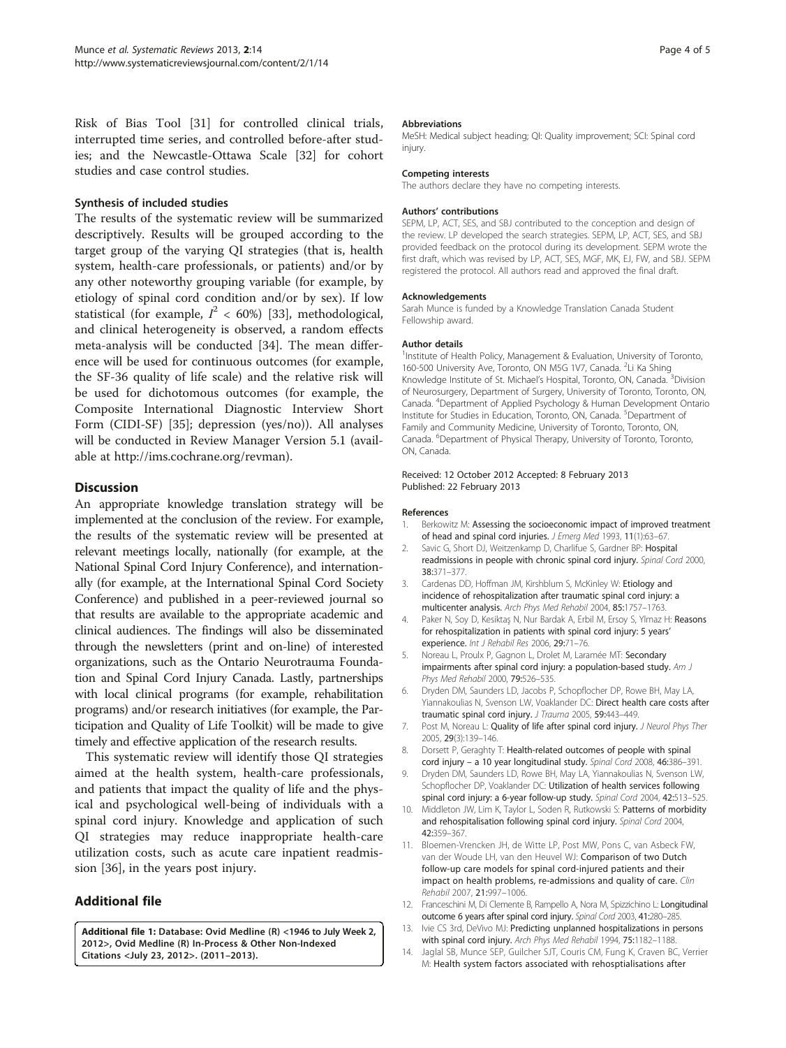Risk of Bias Tool [31] for controlled clinical trials, interrupted time series, and controlled before-after studies; and the Newcastle-Ottawa Scale [32] for cohort studies and case control studies.

### Synthesis of included studies

The results of the systematic review will be summarized descriptively. Results will be grouped according to the target group of the varying QI strategies (that is, health system, health-care professionals, or patients) and/or by any other noteworthy grouping variable (for example, by etiology of spinal cord condition and/or by sex). If low statistical (for example, $I^2 < 60\%$) [33], methodological, and clinical heterogeneity is observed, a random effects meta-analysis will be conducted [34]. The mean difference will be used for continuous outcomes (for example, the SF-36 quality of life scale) and the relative risk will be used for dichotomous outcomes (for example, the Composite International Diagnostic Interview Short Form (CIDI-SF) [35]; depression (yes/no)). All analyses will be conducted in Review Manager Version 5.1 (available at http://ims.cochrane.org/revman).

## Discussion

An appropriate knowledge translation strategy will be implemented at the conclusion of the review. For example, the results of the systematic review will be presented at relevant meetings locally, nationally (for example, at the National Spinal Cord Injury Conference), and internationally (for example, at the International Spinal Cord Society Conference) and published in a peer-reviewed journal so that results are available to the appropriate academic and clinical audiences. The findings will also be disseminated through the newsletters (print and on-line) of interested organizations, such as the Ontario Neurotrauma Foundation and Spinal Cord Injury Canada. Lastly, partnerships with local clinical programs (for example, rehabilitation programs) and/or research initiatives (for example, the Participation and Quality of Life Toolkit) will be made to give timely and effective application of the research results.

This systematic review will identify those QI strategies aimed at the health system, health-care professionals, and patients that impact the quality of life and the physical and psychological well-being of individuals with a spinal cord injury. Knowledge and application of such QI strategies may reduce inappropriate health-care utilization costs, such as acute care inpatient readmission [36], in the years post injury.

## Additional file

**Additional file 1: Database: Ovid Medline (R) <1946 to July Week 2, 2012>, Ovid Medline (R) In-Process & Other Non-Indexed Citations <July 23, 2012>. (2011–2013).**

#### Abbreviations

MeSH: Medical subject heading; QI: Quality improvement; SCI: Spinal cord injury.

#### Competing interests

The authors declare they have no competing interests.

#### Authors' contributions

SEPM, LP, ACT, SES, and SBJ contributed to the conception and design of the review. LP developed the search strategies. SEPM, LP, ACT, SES, and SBJ provided feedback on the protocol during its development. SEPM wrote the first draft, which was revised by LP, ACT, SES, MGF, MK, EJ, FW, and SBJ. SEPM registered the protocol. All authors read and approved the final draft.

#### Acknowledgements

Sarah Munce is funded by a Knowledge Translation Canada Student Fellowship award.

#### Author details

[1]Institute of Health Policy, Management & Evaluation, University of Toronto, 160-500 University Ave, Toronto, ON M5G 1V7, Canada. [2]Li Ka Shing Knowledge Institute of St. Michael's Hospital, Toronto, ON, Canada. [3]Division of Neurosurgery, Department of Surgery, University of Toronto, Toronto, ON, Canada. [4]Department of Applied Psychology & Human Development Ontario Institute for Studies in Education, Toronto, ON, Canada. [5]Department of Family and Community Medicine, University of Toronto, Toronto, ON, Canada. [6]Department of Physical Therapy, University of Toronto, Toronto, ON, Canada.

Received: 12 October 2012 Accepted: 8 February 2013
Published: 22 February 2013

#### References

1. Berkowitz M: **Assessing the socioeconomic impact of improved treatment of head and spinal cord injuries.** *J Emerg Med* 1993, **11**(1):63–67.
2. Savic G, Short DJ, Weitzenkamp D, Charlifue S, Gardner BP: **Hospital readmissions in people with chronic spinal cord injury.** *Spinal Cord* 2000, **38:**371–377.
3. Cardenas DD, Hoffman JM, Kirshblum S, McKinley W: **Etiology and incidence of rehospitalization after traumatic spinal cord injury: a multicenter analysis.** *Arch Phys Med Rehabil* 2004, **85:**1757–1763.
4. Paker N, Soy D, Kesiktaş N, Nur Bardak A, Erbil M, Ersoy S, Ylmaz H: **Reasons for rehospitalization in patients with spinal cord injury: 5 years' experience.** *Int J Rehabil Res* 2006, **29:**71–76.
5. Noreau L, Proulx P, Gagnon L, Drolet M, Laramée MT: **Secondary impairments after spinal cord injury: a population-based study.** *Am J Phys Med Rehabil* 2000, **79:**526–535.
6. Dryden DM, Saunders LD, Jacobs P, Schopflocher DP, Rowe BH, May LA, Yiannakoulias N, Svenson LW, Voaklander DC: **Direct health care costs after traumatic spinal cord injury.** *J Trauma* 2005, **59:**443–449.
7. Post M, Noreau L: **Quality of life after spinal cord injury.** *J Neurol Phys Ther* 2005, **29**(3):139–146.
8. Dorsett P, Geraghty T: **Health-related outcomes of people with spinal cord injury – a 10 year longitudinal study.** *Spinal Cord* 2008, **46:**386–391.
9. Dryden DM, Saunders LD, Rowe BH, May LA, Yiannakoulias N, Svenson LW, Schopflocher DP, Voaklander DC: **Utilization of health services following spinal cord injury: a 6-year follow-up study.** *Spinal Cord* 2004, **42:**513–525.
10. Middleton JW, Lim K, Taylor L, Soden R, Rutkowski S: **Patterns of morbidity and rehospitalisation following spinal cord injury.** *Spinal Cord* 2004, **42:**359–367.
11. Bloemen-Vrencken JH, de Witte LP, Post MW, Pons C, van Asbeck FW, van der Woude LH, van den Heuvel WJ: **Comparison of two Dutch follow-up care models for spinal cord-injured patients and their impact on health problems, re-admissions and quality of care.** *Clin Rehabil* 2007, **21:**997–1006.
12. Franceschini M, Di Clemente B, Rampello A, Nora M, Spizzichino L: **Longitudinal outcome 6 years after spinal cord injury.** *Spinal Cord* 2003, **41:**280–285.
13. Ivie CS 3rd, DeVivo MJ: **Predicting unplanned hospitalizations in persons with spinal cord injury.** *Arch Phys Med Rehabil* 1994, **75:**1182–1188.
14. Jaglal SB, Munce SEP, Guilcher SJT, Couris CM, Fung K, Craven BC, Verrier M: **Health system factors associated with rehosptialisations after**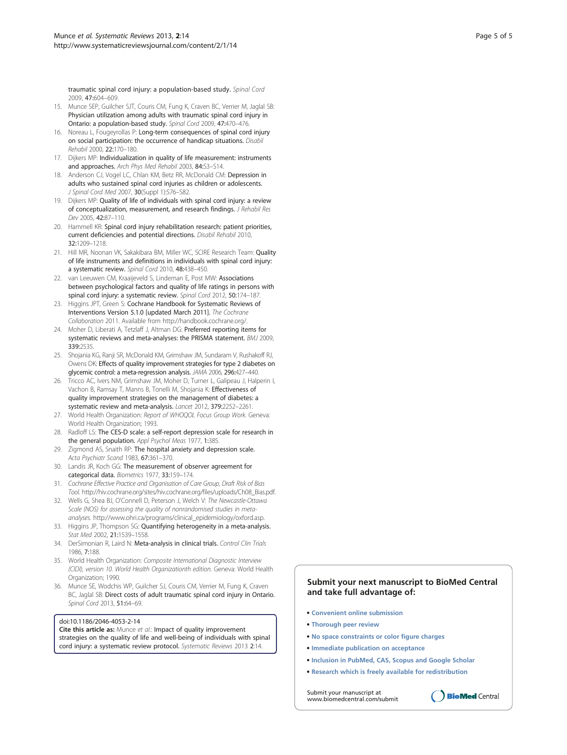traumatic spinal cord injury: a population-based study. *Spinal Cord* 2009, **47**:604–609.

15. Munce SEP, Guilcher SJT, Couris CM, Fung K, Craven BC, Verrier M, Jaglal SB: **Physician utilization among adults with traumatic spinal cord injury in Ontario: a population-based study.** *Spinal Cord* 2009, **47**:470–476.
16. Noreau L, Fougeyrollas P: **Long-term consequences of spinal cord injury on social participation: the occurrence of handicap situations.** *Disabil Rehabil* 2000, **22**:170–180.
17. Dijkers MP: **Individualization in quality of life measurement: instruments and approaches.** *Arch Phys Med Rehabil* 2003, **84**:S3–S14.
18. Anderson CJ, Vogel LC, Chlan KM, Betz RR, McDonald CM: **Depression in adults who sustained spinal cord injuries as children or adolescents.** *J Spinal Cord Med* 2007, **30**(Suppl 1):S76–S82.
19. Dijkers MP: **Quality of life of individuals with spinal cord injury: a review of conceptualization, measurement, and research findings.** *J Rehabil Res Dev* 2005, **42**:87–110.
20. Hammell KR: **Spinal cord injury rehabilitation research: patient priorities, current deficiencies and potential directions.** *Disabil Rehabil* 2010, **32**:1209–1218.
21. Hill MR, Noonan VK, Sakakibara BM, Miller WC, SCIRE Research Team: **Quality of life instruments and definitions in individuals with spinal cord injury: a systematic review.** *Spinal Cord* 2010, **48**:438–450.
22. van Leeuwen CM, Kraaijeveld S, Lindeman E, Post MW: **Associations between psychological factors and quality of life ratings in persons with spinal cord injury: a systematic review.** *Spinal Cord* 2012, **50**:174–187.
23. Higgins JPT, Green S: **Cochrane Handbook for Systematic Reviews of Interventions Version 5.1.0 [updated March 2011].** *The Cochrane Collaboration* 2011. Available from http://handbook.cochrane.org/.
24. Moher D, Liberati A, Tetzlaff J, Altman DG: **Preferred reporting items for systematic reviews and meta-analyses: the PRISMA statement.** *BMJ* 2009, **339**:2535.
25. Shojania KG, Ranji SR, McDonald KM, Grimshaw JM, Sundaram V, Rushakoff RJ, Owens DK: **Effects of quality improvement strategies for type 2 diabetes on glycemic control: a meta-regression analysis.** *JAMA* 2006, **296**:427–440.
26. Tricco AC, Ivers NM, Grimshaw JM, Moher D, Turner L, Galipeau J, Halperin I, Vachon B, Ramsay T, Manns B, Tonelli M, Shojania K: **Effectiveness of quality improvement strategies on the management of diabetes: a systematic review and meta-analysis.** *Lancet* 2012, **379**:2252–2261.
27. World Health Organization: *Report of WHOQOL Focus Group Work.* Geneva: World Health Organization; 1993.
28. Radloff LS: **The CES-D scale: a self-report depression scale for research in the general population.** *Appl Psychol Meas* 1977, **1**:385.
29. Zigmond AS, Snaith RP: **The hospital anxiety and depression scale.** *Acta Psychiatr Scand* 1983, **67**:361–370.
30. Landis JR, Koch GG: **The measurement of observer agreement for categorical data.** *Biometrics* 1977, **33**:159–174.
31. *Cochrane Effective Practice and Organisation of Care Group, Draft Risk of Bias Tool.* http://hiv.cochrane.org/sites/hiv.cochrane.org/files/uploads/Ch08_Bias.pdf.
32. Wells G, Shea BJ, O'Connell D, Peterson J, Welch V: *The Newcastle-Ottawa Scale (NOS) for assessing the quality of nonrandomised studies in meta-analyses.* http://www.ohri.ca/programs/clinical_epidemiology/oxford.asp.
33. Higgins JP, Thompson SG: **Quantifying heterogeneity in a meta-analysis.** *Stat Med* 2002, **21**:1539–1558.
34. DerSimonian R, Laird N: **Meta-analysis in clinical trials.** *Control Clin Trials* 1986, **7**:188.
35. World Health Organization: *Composite International Diagnostic Interview (CIDI), version 10. World Health Organizationth edition.* Geneva: World Health Organization; 1990.
36. Munce SE, Wodchis WP, Guilcher SJ, Couris CM, Verrier M, Fung K, Craven BC, Jaglal SB: **Direct costs of adult traumatic spinal cord injury in Ontario.** *Spinal Cord* 2013, **51**:64–69.

doi:10.1186/2046-4053-2-14

**Cite this article as:** Munce *et al.*: Impact of quality improvement strategies on the quality of life and well-being of individuals with spinal cord injury: a systematic review protocol. *Systematic Reviews* 2013 **2**:14.

**Submit your next manuscript to BioMed Central and take full advantage of:**

- **Convenient online submission**
- **Thorough peer review**
- **No space constraints or color figure charges**
- **Immediate publication on acceptance**
- **Inclusion in PubMed, CAS, Scopus and Google Scholar**
- **Research which is freely available for redistribution**

Submit your manuscript at www.biomedcentral.com/submit

BioMed Central